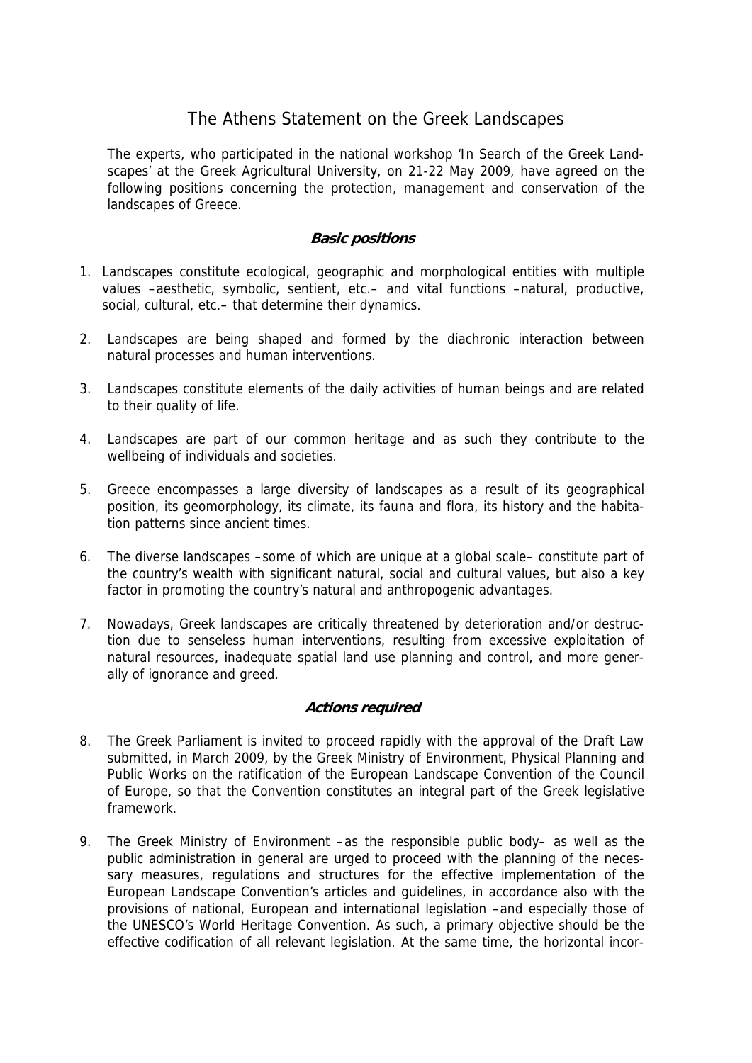# The Athens Statement on the Greek Landscapes

The experts, who participated in the national workshop 'In Search of the Greek Landscapes' at the Greek Agricultural University, on 21-22 May 2009, have agreed on the following positions concerning the protection, management and conservation of the landscapes of Greece.

## *Basic positions*

1. Landscapes constitute ecological, geographic and morphological entities with multiple values –aesthetic, symbolic, sentient, etc.– and vital functions –natural, productive, social, cultural, etc.– that determine their dynamics.

2. Landscapes are being shaped and formed by the diachronic interaction between natural processes and human interventions.

3. Landscapes constitute elements of the daily activities of human beings and are related to their quality of life.

4. Landscapes are part of our common heritage and as such they contribute to the wellbeing of individuals and societies.

5. Greece encompasses a large diversity of landscapes as a result of its geographical position, its geomorphology, its climate, its fauna and flora, its history and the habitation patterns since ancient times.

6. The diverse landscapes –some of which are unique at a global scale– constitute part of the country's wealth with significant natural, social and cultural values, but also a key factor in promoting the country's natural and anthropogenic advantages.

7. Nowadays, Greek landscapes are critically threatened by deterioration and/or destruction due to senseless human interventions, resulting from excessive exploitation of natural resources, inadequate spatial land use planning and control, and more generally of ignorance and greed.

## *Actions required*

8. The Greek Parliament is invited to proceed rapidly with the approval of the Draft Law submitted, in March 2009, by the Greek Ministry of Environment, Physical Planning and Public Works on the ratification of the European Landscape Convention of the Council of Europe, so that the Convention constitutes an integral part of the Greek legislative framework.

9. The Greek Ministry of Environment –as the responsible public body– as well as the public administration in general are urged to proceed with the planning of the necessary measures, regulations and structures for the effective implementation of the European Landscape Convention's articles and guidelines, in accordance also with the provisions of national, European and international legislation –and especially those of the UNESCO's World Heritage Convention. As such, a primary objective should be the effective codification of all relevant legislation. At the same time, the horizontal incor-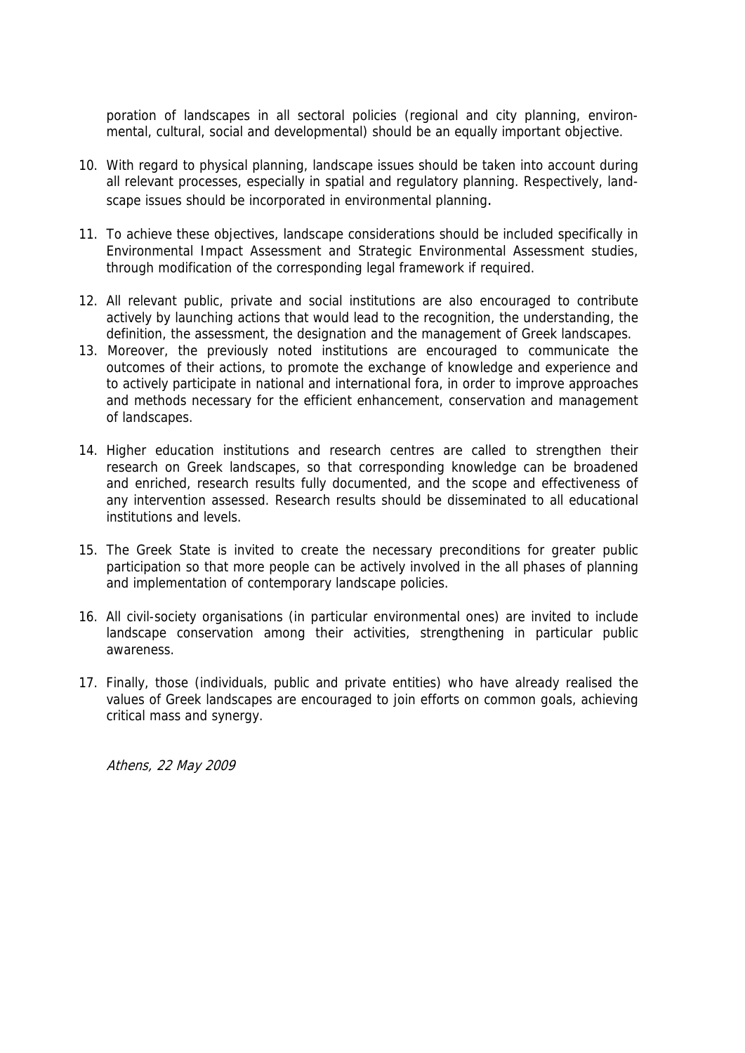poration of landscapes in all sectoral policies (regional and city planning, environmental, cultural, social and developmental) should be an equally important objective.

10. With regard to physical planning, landscape issues should be taken into account during all relevant processes, especially in spatial and regulatory planning. Respectively, landscape issues should be incorporated in environmental planning.

11. To achieve these objectives, landscape considerations should be included specifically in Environmental Impact Assessment and Strategic Environmental Assessment studies, through modification of the corresponding legal framework if required.

12. All relevant public, private and social institutions are also encouraged to contribute actively by launching actions that would lead to the recognition, the understanding, the definition, the assessment, the designation and the management of Greek landscapes.

13. Moreover, the previously noted institutions are encouraged to communicate the outcomes of their actions, to promote the exchange of knowledge and experience and to actively participate in national and international fora, in order to improve approaches and methods necessary for the efficient enhancement, conservation and management of landscapes.

14. Higher education institutions and research centres are called to strengthen their research on Greek landscapes, so that corresponding knowledge can be broadened and enriched, research results fully documented, and the scope and effectiveness of any intervention assessed. Research results should be disseminated to all educational institutions and levels.

15. The Greek State is invited to create the necessary preconditions for greater public participation so that more people can be actively involved in the all phases of planning and implementation of contemporary landscape policies.

16. All civil-society organisations (in particular environmental ones) are invited to include landscape conservation among their activities, strengthening in particular public awareness.

17. Finally, those (individuals, public and private entities) who have already realised the values of Greek landscapes are encouraged to join efforts on common goals, achieving critical mass and synergy.

*Athens, 22 May 2009*